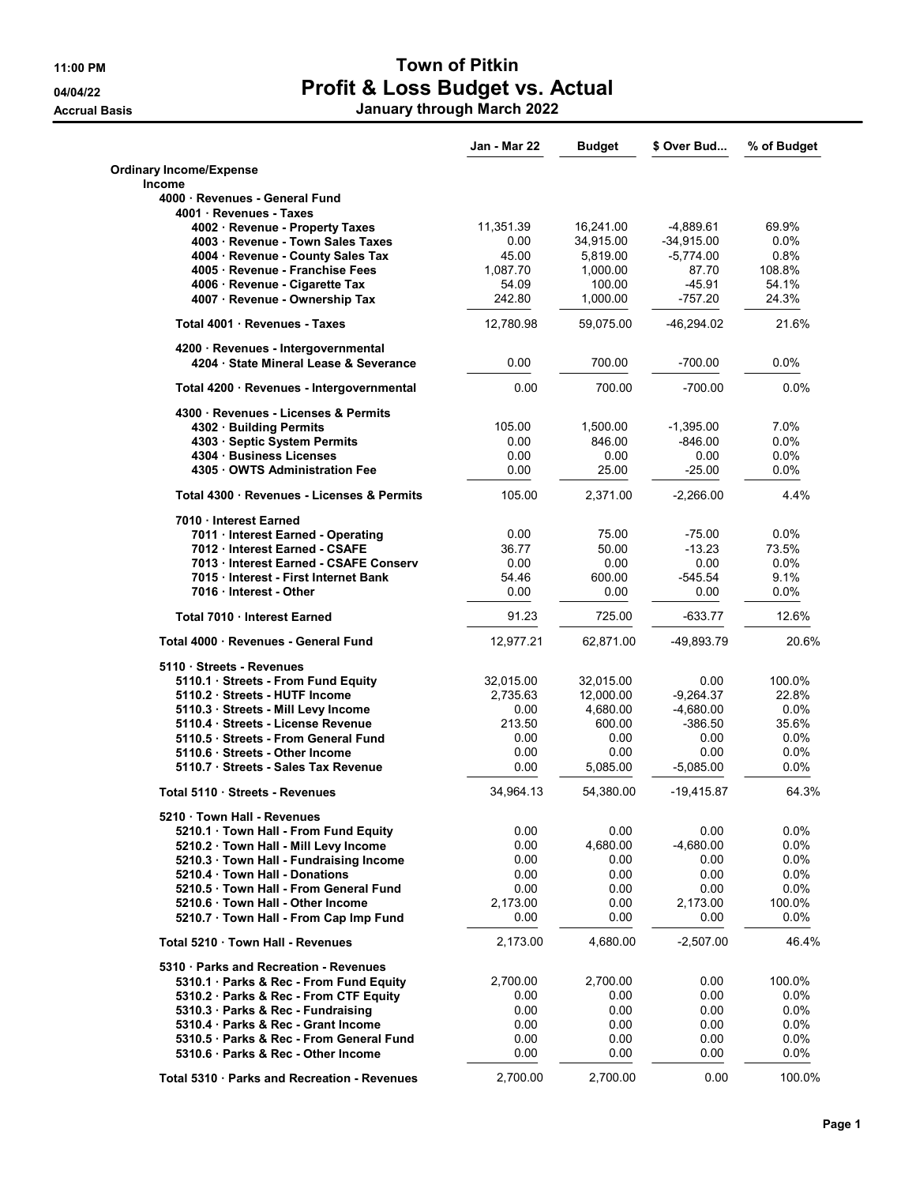# Town of Pitkin

## Profit & Loss Budget vs. Actual

### January through March 2022

11:00 PM
04/04/22
Accrual Basis

| | Jan - Mar 22 | Budget | $ Over Bud... | % of Budget |
|---|---|---|---|---|
| **Ordinary Income/Expense** | | | | |
| **Income** | | | | |
| **4000 · Revenues - General Fund** | | | | |
| **4001 · Revenues - Taxes** | | | | |
| **4002 · Revenue - Property Taxes** | 11,351.39 | 16,241.00 | -4,889.61 | 69.9% |
| **4003 · Revenue - Town Sales Taxes** | 0.00 | 34,915.00 | -34,915.00 | 0.0% |
| **4004 · Revenue - County Sales Tax** | 45.00 | 5,819.00 | -5,774.00 | 0.8% |
| **4005 · Revenue - Franchise Fees** | 1,087.70 | 1,000.00 | 87.70 | 108.8% |
| **4006 · Revenue - Cigarette Tax** | 54.09 | 100.00 | -45.91 | 54.1% |
| **4007 · Revenue - Ownership Tax** | 242.80 | 1,000.00 | -757.20 | 24.3% |
| **Total 4001 · Revenues - Taxes** | 12,780.98 | 59,075.00 | -46,294.02 | 21.6% |
| **4200 · Revenues - Intergovernmental** | | | | |
| **4204 · State Mineral Lease & Severance** | 0.00 | 700.00 | -700.00 | 0.0% |
| **Total 4200 · Revenues - Intergovernmental** | 0.00 | 700.00 | -700.00 | 0.0% |
| **4300 · Revenues - Licenses & Permits** | | | | |
| **4302 · Building Permits** | 105.00 | 1,500.00 | -1,395.00 | 7.0% |
| **4303 · Septic System Permits** | 0.00 | 846.00 | -846.00 | 0.0% |
| **4304 · Business Licenses** | 0.00 | 0.00 | 0.00 | 0.0% |
| **4305 · OWTS Administration Fee** | 0.00 | 25.00 | -25.00 | 0.0% |
| **Total 4300 · Revenues - Licenses & Permits** | 105.00 | 2,371.00 | -2,266.00 | 4.4% |
| **7010 · Interest Earned** | | | | |
| **7011 · Interest Earned - Operating** | 0.00 | 75.00 | -75.00 | 0.0% |
| **7012 · Interest Earned - CSAFE** | 36.77 | 50.00 | -13.23 | 73.5% |
| **7013 · Interest Earned - CSAFE Conserv** | 0.00 | 0.00 | 0.00 | 0.0% |
| **7015 · Interest - First Internet Bank** | 54.46 | 600.00 | -545.54 | 9.1% |
| **7016 · Interest - Other** | 0.00 | 0.00 | 0.00 | 0.0% |
| **Total 7010 · Interest Earned** | 91.23 | 725.00 | -633.77 | 12.6% |
| **Total 4000 · Revenues - General Fund** | 12,977.21 | 62,871.00 | -49,893.79 | 20.6% |
| **5110 · Streets - Revenues** | | | | |
| **5110.1 · Streets - From Fund Equity** | 32,015.00 | 32,015.00 | 0.00 | 100.0% |
| **5110.2 · Streets - HUTF Income** | 2,735.63 | 12,000.00 | -9,264.37 | 22.8% |
| **5110.3 · Streets - Mill Levy Income** | 0.00 | 4,680.00 | -4,680.00 | 0.0% |
| **5110.4 · Streets - License Revenue** | 213.50 | 600.00 | -386.50 | 35.6% |
| **5110.5 · Streets - From General Fund** | 0.00 | 0.00 | 0.00 | 0.0% |
| **5110.6 · Streets - Other Income** | 0.00 | 0.00 | 0.00 | 0.0% |
| **5110.7 · Streets - Sales Tax Revenue** | 0.00 | 5,085.00 | -5,085.00 | 0.0% |
| **Total 5110 · Streets - Revenues** | 34,964.13 | 54,380.00 | -19,415.87 | 64.3% |
| **5210 · Town Hall - Revenues** | | | | |
| **5210.1 · Town Hall - From Fund Equity** | 0.00 | 0.00 | 0.00 | 0.0% |
| **5210.2 · Town Hall - Mill Levy Income** | 0.00 | 4,680.00 | -4,680.00 | 0.0% |
| **5210.3 · Town Hall - Fundraising Income** | 0.00 | 0.00 | 0.00 | 0.0% |
| **5210.4 · Town Hall - Donations** | 0.00 | 0.00 | 0.00 | 0.0% |
| **5210.5 · Town Hall - From General Fund** | 0.00 | 0.00 | 0.00 | 0.0% |
| **5210.6 · Town Hall - Other Income** | 2,173.00 | 0.00 | 2,173.00 | 100.0% |
| **5210.7 · Town Hall - From Cap Imp Fund** | 0.00 | 0.00 | 0.00 | 0.0% |
| **Total 5210 · Town Hall - Revenues** | 2,173.00 | 4,680.00 | -2,507.00 | 46.4% |
| **5310 · Parks and Recreation - Revenues** | | | | |
| **5310.1 · Parks & Rec - From Fund Equity** | 2,700.00 | 2,700.00 | 0.00 | 100.0% |
| **5310.2 · Parks & Rec - From CTF Equity** | 0.00 | 0.00 | 0.00 | 0.0% |
| **5310.3 · Parks & Rec - Fundraising** | 0.00 | 0.00 | 0.00 | 0.0% |
| **5310.4 · Parks & Rec - Grant Income** | 0.00 | 0.00 | 0.00 | 0.0% |
| **5310.5 · Parks & Rec - From General Fund** | 0.00 | 0.00 | 0.00 | 0.0% |
| **5310.6 · Parks & Rec - Other Income** | 0.00 | 0.00 | 0.00 | 0.0% |
| **Total 5310 · Parks and Recreation - Revenues** | 2,700.00 | 2,700.00 | 0.00 | 100.0% |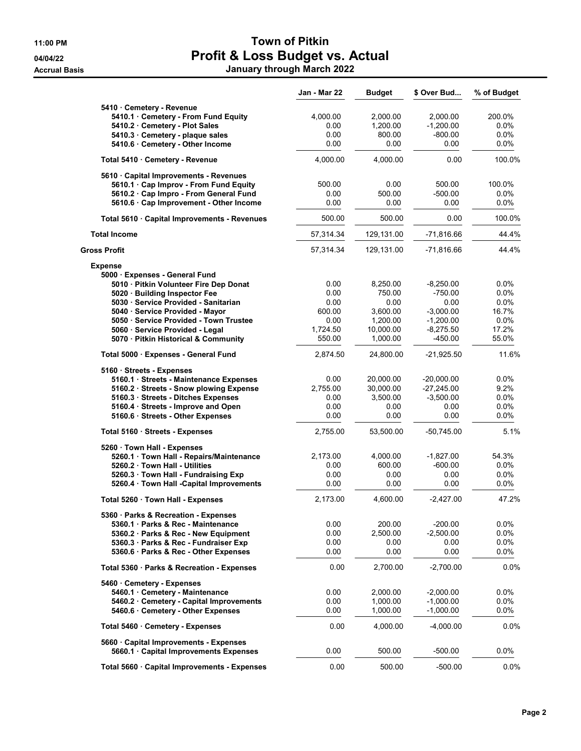# Town of Pitkin
## Profit & Loss Budget vs. Actual
### January through March 2022

Accrual Basis

| | Jan - Mar 22 | Budget | $ Over Bud... | % of Budget |
|---|---|---|---|---|
| 5410 · Cemetery - Revenue | | | | |
| 5410.1 · Cemetery - From Fund Equity | 4,000.00 | 2,000.00 | 2,000.00 | 200.0% |
| 5410.2 · Cemetery - Plot Sales | 0.00 | 1,200.00 | -1,200.00 | 0.0% |
| 5410.3 · Cemetery - plaque sales | 0.00 | 800.00 | -800.00 | 0.0% |
| 5410.6 · Cemetery - Other Income | 0.00 | 0.00 | 0.00 | 0.0% |
| Total 5410 · Cemetery - Revenue | 4,000.00 | 4,000.00 | 0.00 | 100.0% |
| 5610 · Capital Improvements - Revenues | | | | |
| 5610.1 · Cap Improv - From Fund Equity | 500.00 | 0.00 | 500.00 | 100.0% |
| 5610.2 · Cap Impro - From General Fund | 0.00 | 500.00 | -500.00 | 0.0% |
| 5610.6 · Cap Improvement - Other Income | 0.00 | 0.00 | 0.00 | 0.0% |
| Total 5610 · Capital Improvements - Revenues | 500.00 | 500.00 | 0.00 | 100.0% |
| Total Income | 57,314.34 | 129,131.00 | -71,816.66 | 44.4% |
| Gross Profit | 57,314.34 | 129,131.00 | -71,816.66 | 44.4% |
| Expense | | | | |
| 5000 · Expenses - General Fund | | | | |
| 5010 · Pitkin Volunteer Fire Dep Donat | 0.00 | 8,250.00 | -8,250.00 | 0.0% |
| 5020 · Building Inspector Fee | 0.00 | 750.00 | -750.00 | 0.0% |
| 5030 · Service Provided - Sanitarian | 0.00 | 0.00 | 0.00 | 0.0% |
| 5040 · Service Provided - Mayor | 600.00 | 3,600.00 | -3,000.00 | 16.7% |
| 5050 · Service Provided - Town Trustee | 0.00 | 1,200.00 | -1,200.00 | 0.0% |
| 5060 · Service Provided - Legal | 1,724.50 | 10,000.00 | -8,275.50 | 17.2% |
| 5070 · Pitkin Historical & Community | 550.00 | 1,000.00 | -450.00 | 55.0% |
| Total 5000 · Expenses - General Fund | 2,874.50 | 24,800.00 | -21,925.50 | 11.6% |
| 5160 · Streets - Expenses | | | | |
| 5160.1 · Streets - Maintenance Expenses | 0.00 | 20,000.00 | -20,000.00 | 0.0% |
| 5160.2 · Streets - Snow plowing Expense | 2,755.00 | 30,000.00 | -27,245.00 | 9.2% |
| 5160.3 · Streets - Ditches Expenses | 0.00 | 3,500.00 | -3,500.00 | 0.0% |
| 5160.4 · Streets - Improve and Open | 0.00 | 0.00 | 0.00 | 0.0% |
| 5160.6 · Streets - Other Expenses | 0.00 | 0.00 | 0.00 | 0.0% |
| Total 5160 · Streets - Expenses | 2,755.00 | 53,500.00 | -50,745.00 | 5.1% |
| 5260 · Town Hall - Expenses | | | | |
| 5260.1 · Town Hall - Repairs/Maintenance | 2,173.00 | 4,000.00 | -1,827.00 | 54.3% |
| 5260.2 · Town Hall - Utilities | 0.00 | 600.00 | -600.00 | 0.0% |
| 5260.3 · Town Hall - Fundraising Exp | 0.00 | 0.00 | 0.00 | 0.0% |
| 5260.4 · Town Hall -Capital Improvements | 0.00 | 0.00 | 0.00 | 0.0% |
| Total 5260 · Town Hall - Expenses | 2,173.00 | 4,600.00 | -2,427.00 | 47.2% |
| 5360 · Parks & Recreation - Expenses | | | | |
| 5360.1 · Parks & Rec - Maintenance | 0.00 | 200.00 | -200.00 | 0.0% |
| 5360.2 · Parks & Rec - New Equipment | 0.00 | 2,500.00 | -2,500.00 | 0.0% |
| 5360.3 · Parks & Rec - Fundraiser Exp | 0.00 | 0.00 | 0.00 | 0.0% |
| 5360.6 · Parks & Rec - Other Expenses | 0.00 | 0.00 | 0.00 | 0.0% |
| Total 5360 · Parks & Recreation - Expenses | 0.00 | 2,700.00 | -2,700.00 | 0.0% |
| 5460 · Cemetery - Expenses | | | | |
| 5460.1 · Cemetery - Maintenance | 0.00 | 2,000.00 | -2,000.00 | 0.0% |
| 5460.2 · Cemetery - Capital Improvements | 0.00 | 1,000.00 | -1,000.00 | 0.0% |
| 5460.6 · Cemetery - Other Expenses | 0.00 | 1,000.00 | -1,000.00 | 0.0% |
| Total 5460 · Cemetery - Expenses | 0.00 | 4,000.00 | -4,000.00 | 0.0% |
| 5660 · Capital Improvements - Expenses | | | | |
| 5660.1 · Capital Improvements Expenses | 0.00 | 500.00 | -500.00 | 0.0% |
| Total 5660 · Capital Improvements - Expenses | 0.00 | 500.00 | -500.00 | 0.0% |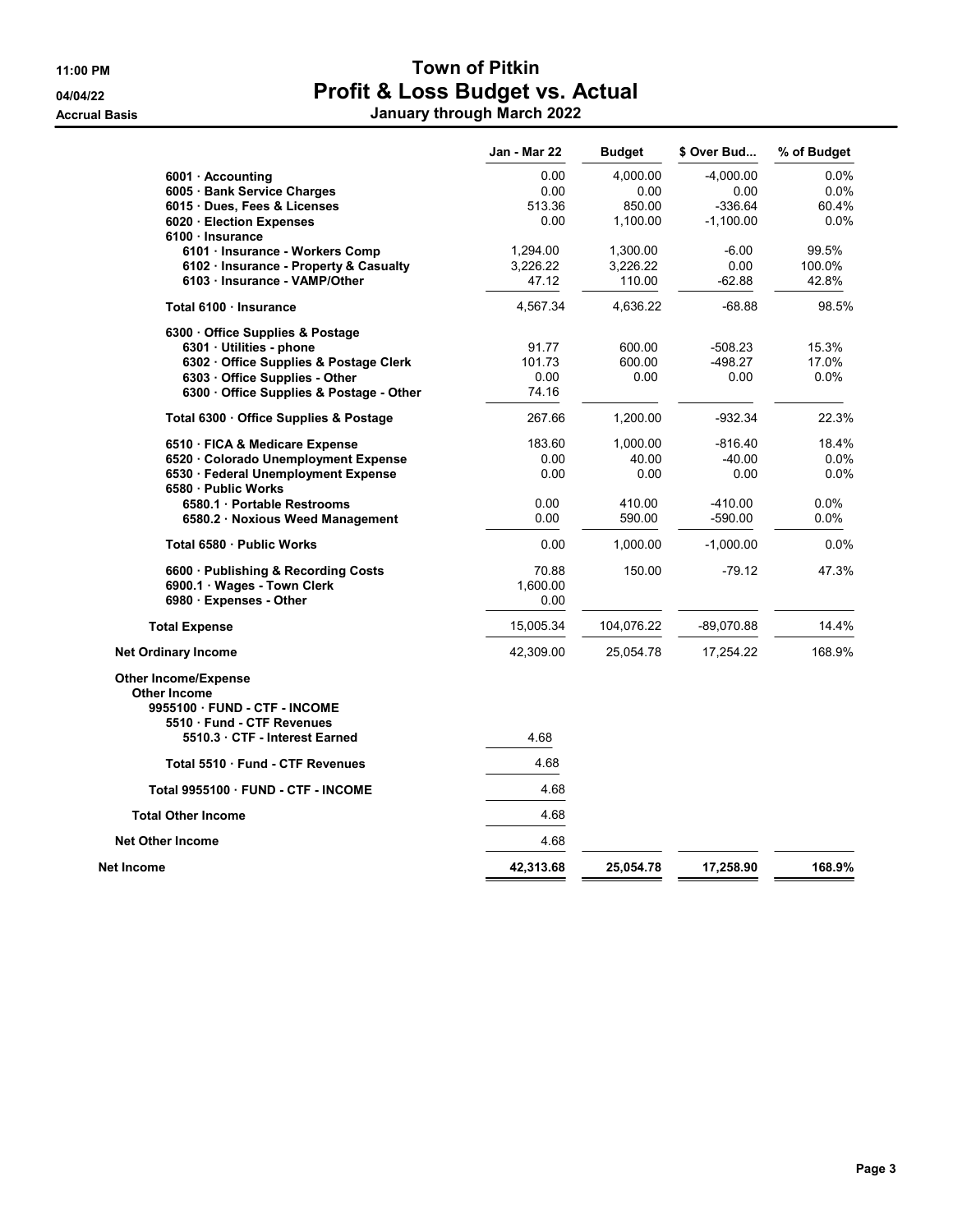# Town of Pitkin

## Profit & Loss Budget vs. Actual

### January through March 2022

11:00 PM
04/04/22
Accrual Basis

| | Jan - Mar 22 | Budget | $ Over Bud... | % of Budget |
|---|---|---|---|---|
| 6001 · Accounting | 0.00 | 4,000.00 | -4,000.00 | 0.0% |
| 6005 · Bank Service Charges | 0.00 | 0.00 | 0.00 | 0.0% |
| 6015 · Dues, Fees & Licenses | 513.36 | 850.00 | -336.64 | 60.4% |
| 6020 · Election Expenses | 0.00 | 1,100.00 | -1,100.00 | 0.0% |
| 6100 · Insurance | | | | |
| 6101 · Insurance - Workers Comp | 1,294.00 | 1,300.00 | -6.00 | 99.5% |
| 6102 · Insurance - Property & Casualty | 3,226.22 | 3,226.22 | 0.00 | 100.0% |
| 6103 · Insurance - VAMP/Other | 47.12 | 110.00 | -62.88 | 42.8% |
| Total 6100 · Insurance | 4,567.34 | 4,636.22 | -68.88 | 98.5% |
| 6300 · Office Supplies & Postage | | | | |
| 6301 · Utilities - phone | 91.77 | 600.00 | -508.23 | 15.3% |
| 6302 · Office Supplies & Postage Clerk | 101.73 | 600.00 | -498.27 | 17.0% |
| 6303 · Office Supplies - Other | 0.00 | 0.00 | 0.00 | 0.0% |
| 6300 · Office Supplies & Postage - Other | 74.16 | | | |
| Total 6300 · Office Supplies & Postage | 267.66 | 1,200.00 | -932.34 | 22.3% |
| 6510 · FICA & Medicare Expense | 183.60 | 1,000.00 | -816.40 | 18.4% |
| 6520 · Colorado Unemployment Expense | 0.00 | 40.00 | -40.00 | 0.0% |
| 6530 · Federal Unemployment Expense | 0.00 | 0.00 | 0.00 | 0.0% |
| 6580 · Public Works | | | | |
| 6580.1 · Portable Restrooms | 0.00 | 410.00 | -410.00 | 0.0% |
| 6580.2 · Noxious Weed Management | 0.00 | 590.00 | -590.00 | 0.0% |
| Total 6580 · Public Works | 0.00 | 1,000.00 | -1,000.00 | 0.0% |
| 6600 · Publishing & Recording Costs | 70.88 | 150.00 | -79.12 | 47.3% |
| 6900.1 · Wages - Town Clerk | 1,600.00 | | | |
| 6980 · Expenses - Other | 0.00 | | | |
| **Total Expense** | 15,005.34 | 104,076.22 | -89,070.88 | 14.4% |
| **Net Ordinary Income** | 42,309.00 | 25,054.78 | 17,254.22 | 168.9% |
| **Other Income/Expense** | | | | |
| **Other Income** | | | | |
| 9955100 · FUND - CTF - INCOME | | | | |
| 5510 · Fund - CTF Revenues | | | | |
| 5510.3 · CTF - Interest Earned | 4.68 | | | |
| Total 5510 · Fund - CTF Revenues | 4.68 | | | |
| Total 9955100 · FUND - CTF - INCOME | 4.68 | | | |
| **Total Other Income** | 4.68 | | | |
| **Net Other Income** | 4.68 | | | |
| **Net Income** | **42,313.68** | **25,054.78** | **17,258.90** | **168.9%** |